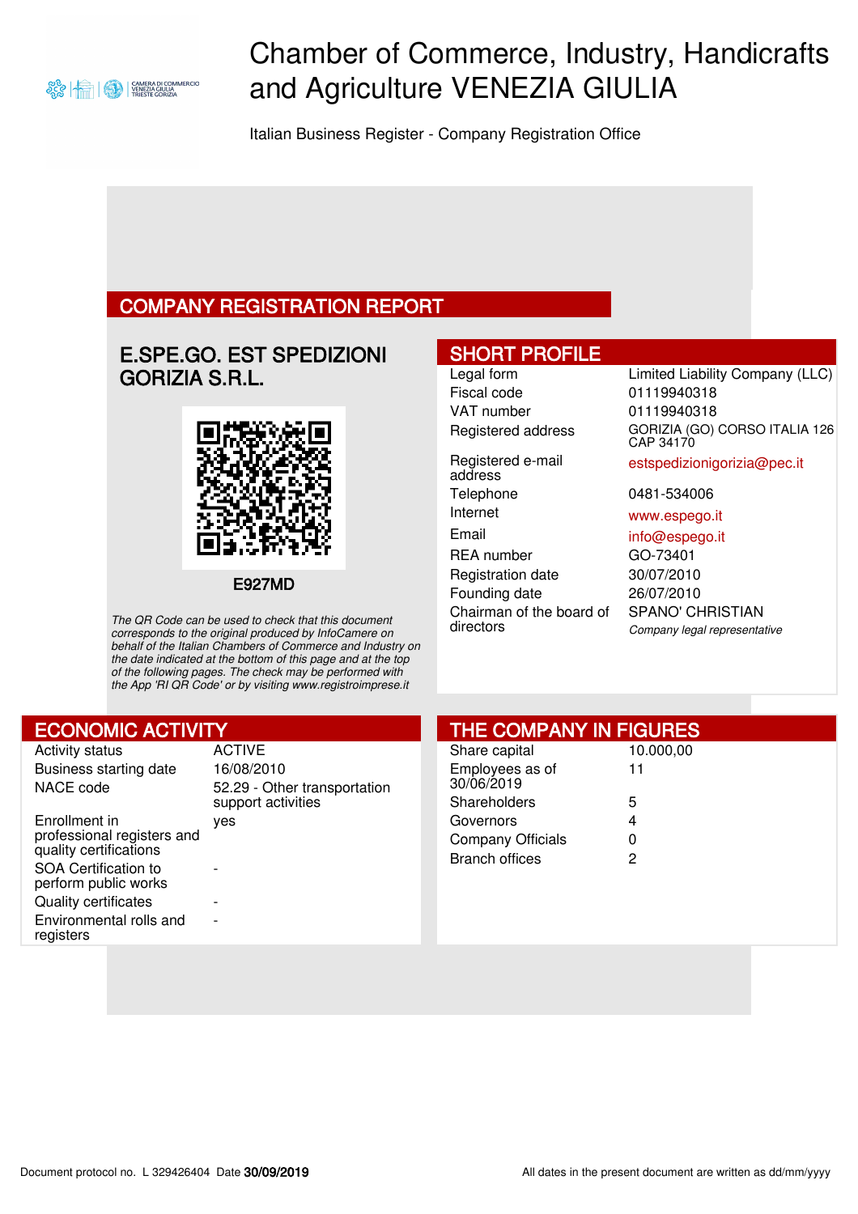# Chamber of Commerce, Industry, Handicrafts and Agriculture VENEZIA GIULIA

Italian Business Register - Company Registration Office

## COMPANY REGISTRATION REPORT

### E.SPE.GO. EST SPEDIZIONI GORIZIA S.R.L.

E927MD

*The QR Code can be used to check that this document corresponds to the original produced by InfoCamere on behalf of the Italian Chambers of Commerce and Industry on the date indicated at the bottom of this page and at the top of the following pages. The check may be performed with the App 'RI QR Code' or by visiting www.registroimprese.it*

## SHORT PROFILE

| | |
|---|---|
| Legal form | Limited Liability Company (LLC) |
| Fiscal code | 01119940318 |
| VAT number | 01119940318 |
| Registered address | GORIZIA (GO) CORSO ITALIA 126 CAP 34170 |
| Registered e-mail address | estspedizionigorizia@pec.it |
| Telephone | 0481-534006 |
| Internet | www.espego.it |
| Email | info@espego.it |
| REA number | GO-73401 |
| Registration date | 30/07/2010 |
| Founding date | 26/07/2010 |
| Chairman of the board of directors | SPANO' CHRISTIAN<br>*Company legal representative* |

## ECONOMIC ACTIVITY

| | |
|---|---|
| Activity status | ACTIVE |
| Business starting date | 16/08/2010 |
| NACE code | 52.29 - Other transportation support activities |
| Enrollment in professional registers and quality certifications | yes |
| SOA Certification to perform public works | - |
| Quality certificates | - |
| Environmental rolls and registers | - |

## THE COMPANY IN FIGURES

| | |
|---|---|
| Share capital | 10.000,00 |
| Employees as of 30/06/2019 | 11 |
| Shareholders | 5 |
| Governors | 4 |
| Company Officials | 0 |
| Branch offices | 2 |

Document protocol no. L 329426404 Date **30/09/2019**

All dates in the present document are written as dd/mm/yyyy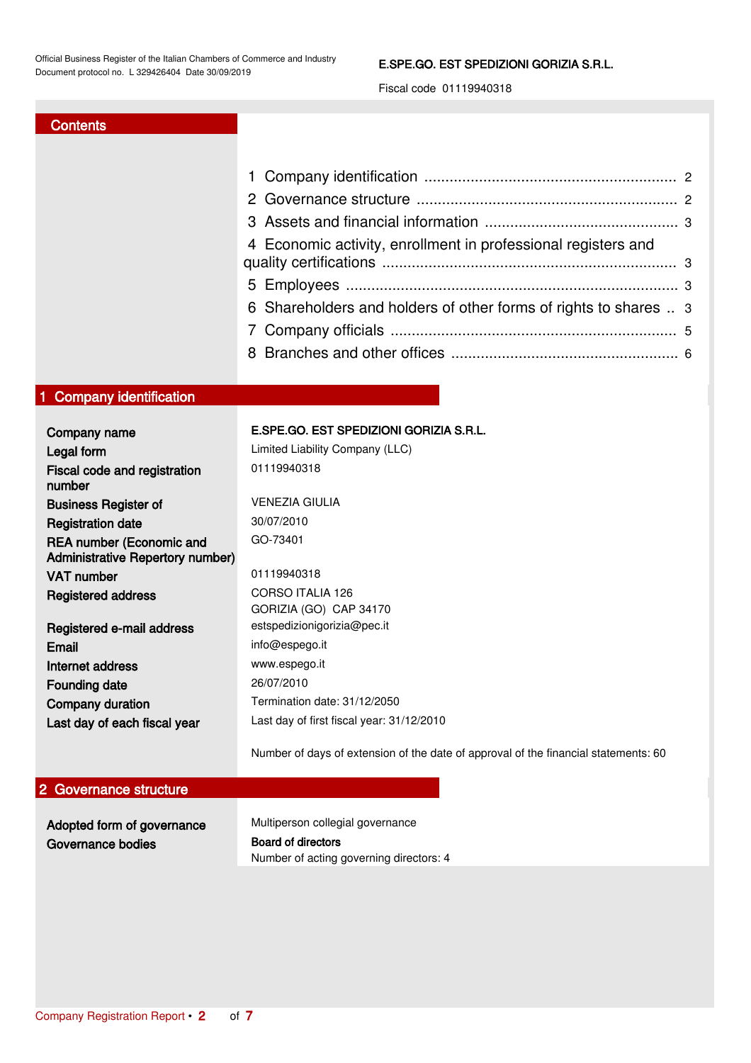Official Business Register of the Italian Chambers of Commerce and Industry
Document protocol no. L 329426404 Date 30/09/2019

**E.SPE.GO. EST SPEDIZIONI GORIZIA S.R.L.**

Fiscal code 01119940318

## Contents

1 Company identification .......... 2
2 Governance structure .......... 2
3 Assets and financial information .......... 3
4 Economic activity, enrollment in professional registers and quality certifications .......... 3
5 Employees .......... 3
6 Shareholders and holders of other forms of rights to shares .. 3
7 Company officials .......... 5
8 Branches and other offices .......... 6

## 1 Company identification

| | |
|---|---|
| **Company name** | **E.SPE.GO. EST SPEDIZIONI GORIZIA S.R.L.** |
| **Legal form** | Limited Liability Company (LLC) |
| **Fiscal code and registration number** | 01119940318 |
| **Business Register of** | VENEZIA GIULIA |
| **Registration date** | 30/07/2010 |
| **REA number (Economic and Administrative Repertory number)** | GO-73401 |
| **VAT number** | 01119940318 |
| **Registered address** | CORSO ITALIA 126<br>GORIZIA (GO) CAP 34170 |
| **Registered e-mail address** | estspedizionigorizia@pec.it |
| **Email** | info@espego.it |
| **Internet address** | www.espego.it |
| **Founding date** | 26/07/2010 |
| **Company duration** | Termination date: 31/12/2050 |
| **Last day of each fiscal year** | Last day of first fiscal year: 31/12/2010 |

Number of days of extension of the date of approval of the financial statements: 60

## 2 Governance structure

| | |
|---|---|
| **Adopted form of governance** | Multiperson collegial governance |
| **Governance bodies** | **Board of directors**<br>Number of acting governing directors: 4 |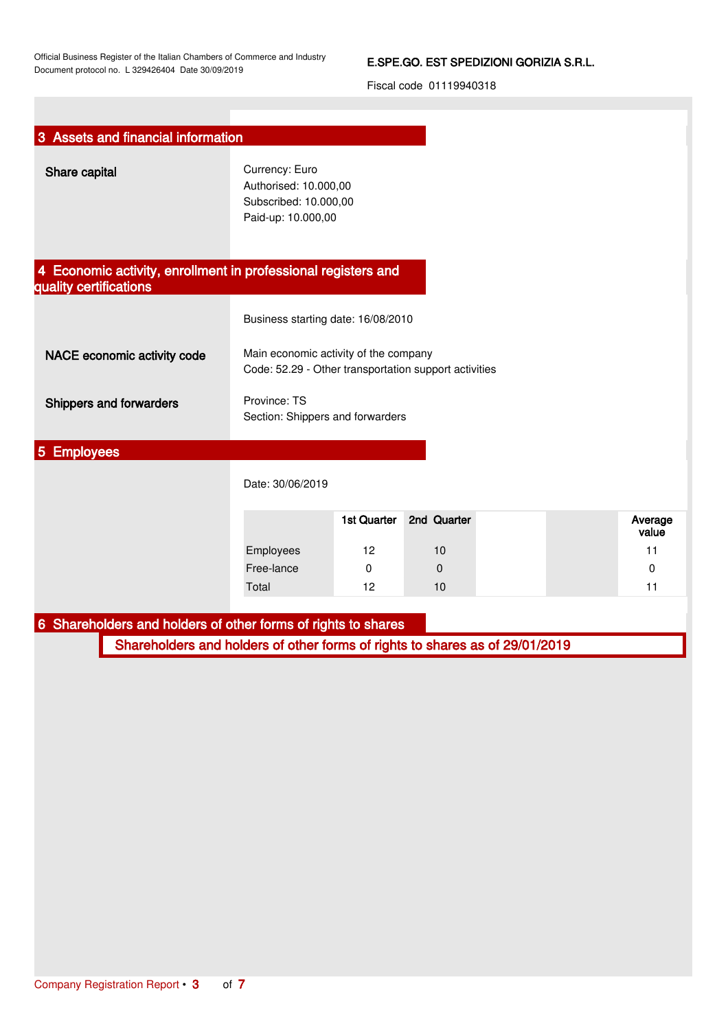## 3 Assets and financial information

**Share capital**

Currency: Euro
Authorised: 10.000,00
Subscribed: 10.000,00
Paid-up: 10.000,00

## 4 Economic activity, enrollment in professional registers and quality certifications

Business starting date: 16/08/2010

**NACE economic activity code**

Main economic activity of the company
Code: 52.29 - Other transportation support activities

**Shippers and forwarders**

Province: TS
Section: Shippers and forwarders

## 5 Employees

Date: 30/06/2019

| | 1st Quarter | 2nd Quarter | | | Average value |
|---|---|---|---|---|---|
| Employees | 12 | 10 | | | 11 |
| Free-lance | 0 | 0 | | | 0 |
| Total | 12 | 10 | | | 11 |

## 6 Shareholders and holders of other forms of rights to shares

### Shareholders and holders of other forms of rights to shares as of 29/01/2019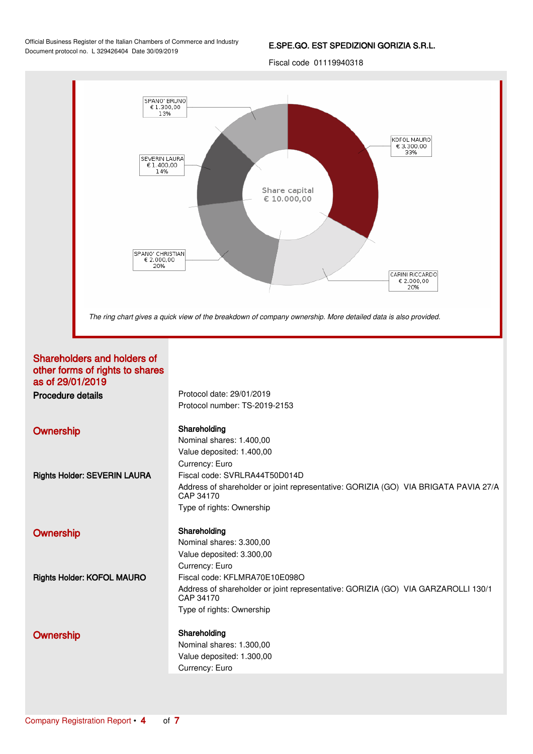SPANO' BRUNO
€ 1.300,00
13%

KOFOL MAURO
€ 3.300,00
33%

SEVERIN LAURA
€ 1.400,00
14%

Share capital
€ 10.000,00

SPANO' CHRISTIAN
€ 2.000,00
20%

CARINI RICCARDO
€ 2.000,00
20%

*The ring chart gives a quick view of the breakdown of company ownership. More detailed data is also provided.*

## Shareholders and holders of other forms of rights to shares as of 29/01/2019

**Procedure details**

Protocol date: 29/01/2019
Protocol number: TS-2019-2153

### Ownership

**Rights Holder: SEVERIN LAURA**

**Shareholding**
Nominal shares: 1.400,00
Value deposited: 1.400,00
Currency: Euro
Fiscal code: SVRLRA44T50D014D
Address of shareholder or joint representative: GORIZIA (GO) VIA BRIGATA PAVIA 27/A CAP 34170
Type of rights: Ownership

### Ownership

**Rights Holder: KOFOL MAURO**

**Shareholding**
Nominal shares: 3.300,00
Value deposited: 3.300,00
Currency: Euro
Fiscal code: KFLMRA70E10E098O
Address of shareholder or joint representative: GORIZIA (GO) VIA GARZAROLLI 130/1 CAP 34170
Type of rights: Ownership

### Ownership

**Shareholding**
Nominal shares: 1.300,00
Value deposited: 1.300,00
Currency: Euro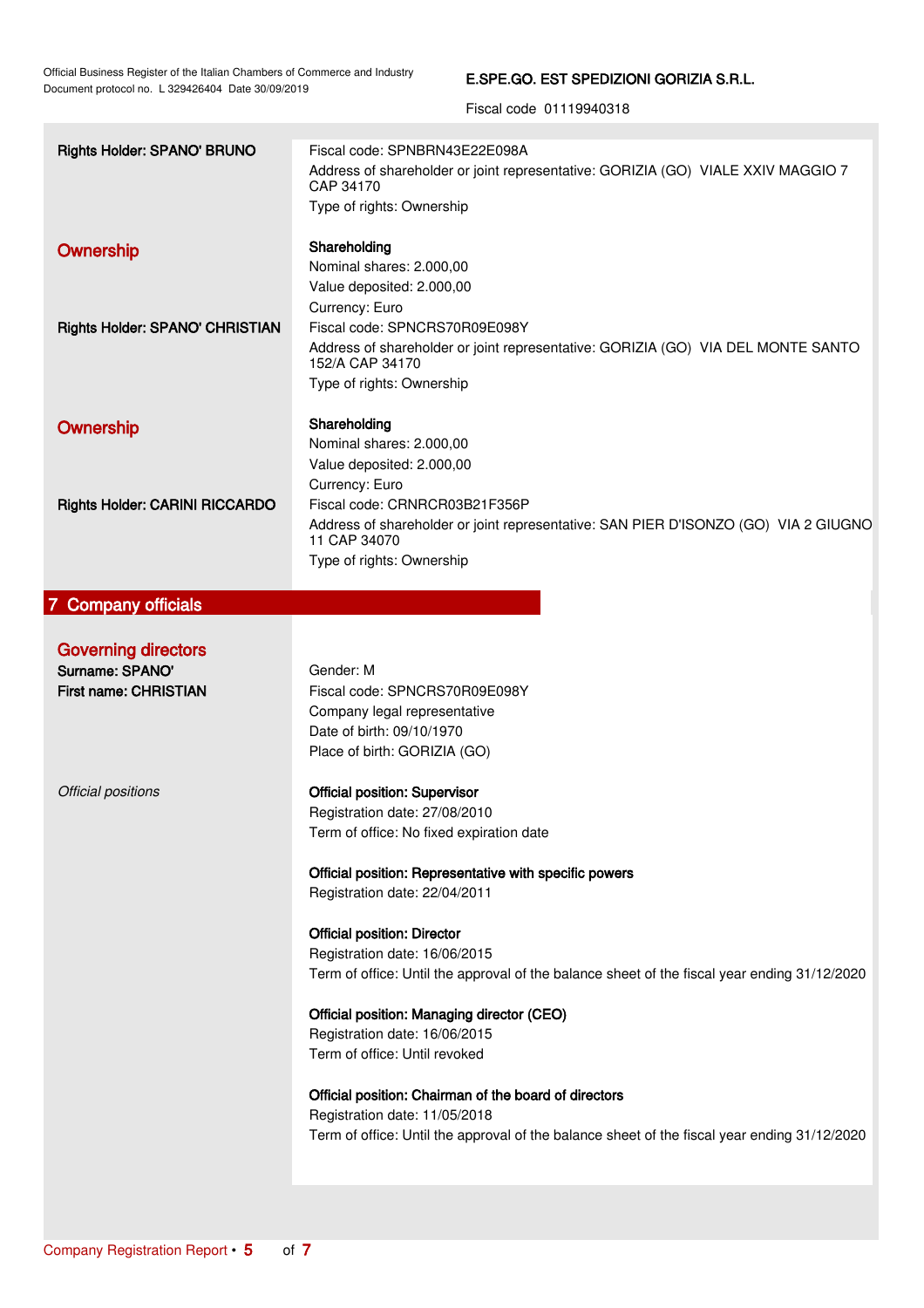**Rights Holder: SPANO' BRUNO**

Fiscal code: SPNBRN43E22E098A
Address of shareholder or joint representative: GORIZIA (GO) VIALE XXIV MAGGIO 7 CAP 34170
Type of rights: Ownership

### Ownership

**Shareholding**
Nominal shares: 2.000,00
Value deposited: 2.000,00
Currency: Euro

**Rights Holder: SPANO' CHRISTIAN**

Fiscal code: SPNCRS70R09E098Y
Address of shareholder or joint representative: GORIZIA (GO) VIA DEL MONTE SANTO 152/A CAP 34170
Type of rights: Ownership

### Ownership

**Shareholding**
Nominal shares: 2.000,00
Value deposited: 2.000,00
Currency: Euro

**Rights Holder: CARINI RICCARDO**

Fiscal code: CRNRCR03B21F356P
Address of shareholder or joint representative: SAN PIER D'ISONZO (GO) VIA 2 GIUGNO 11 CAP 34070
Type of rights: Ownership

## 7 Company officials

### Governing directors

**Surname: SPANO'**
**First name: CHRISTIAN**

Gender: M
Fiscal code: SPNCRS70R09E098Y
Company legal representative
Date of birth: 09/10/1970
Place of birth: GORIZIA (GO)

*Official positions*

**Official position: Supervisor**
Registration date: 27/08/2010
Term of office: No fixed expiration date

**Official position: Representative with specific powers**
Registration date: 22/04/2011

**Official position: Director**
Registration date: 16/06/2015
Term of office: Until the approval of the balance sheet of the fiscal year ending 31/12/2020

**Official position: Managing director (CEO)**
Registration date: 16/06/2015
Term of office: Until revoked

**Official position: Chairman of the board of directors**
Registration date: 11/05/2018
Term of office: Until the approval of the balance sheet of the fiscal year ending 31/12/2020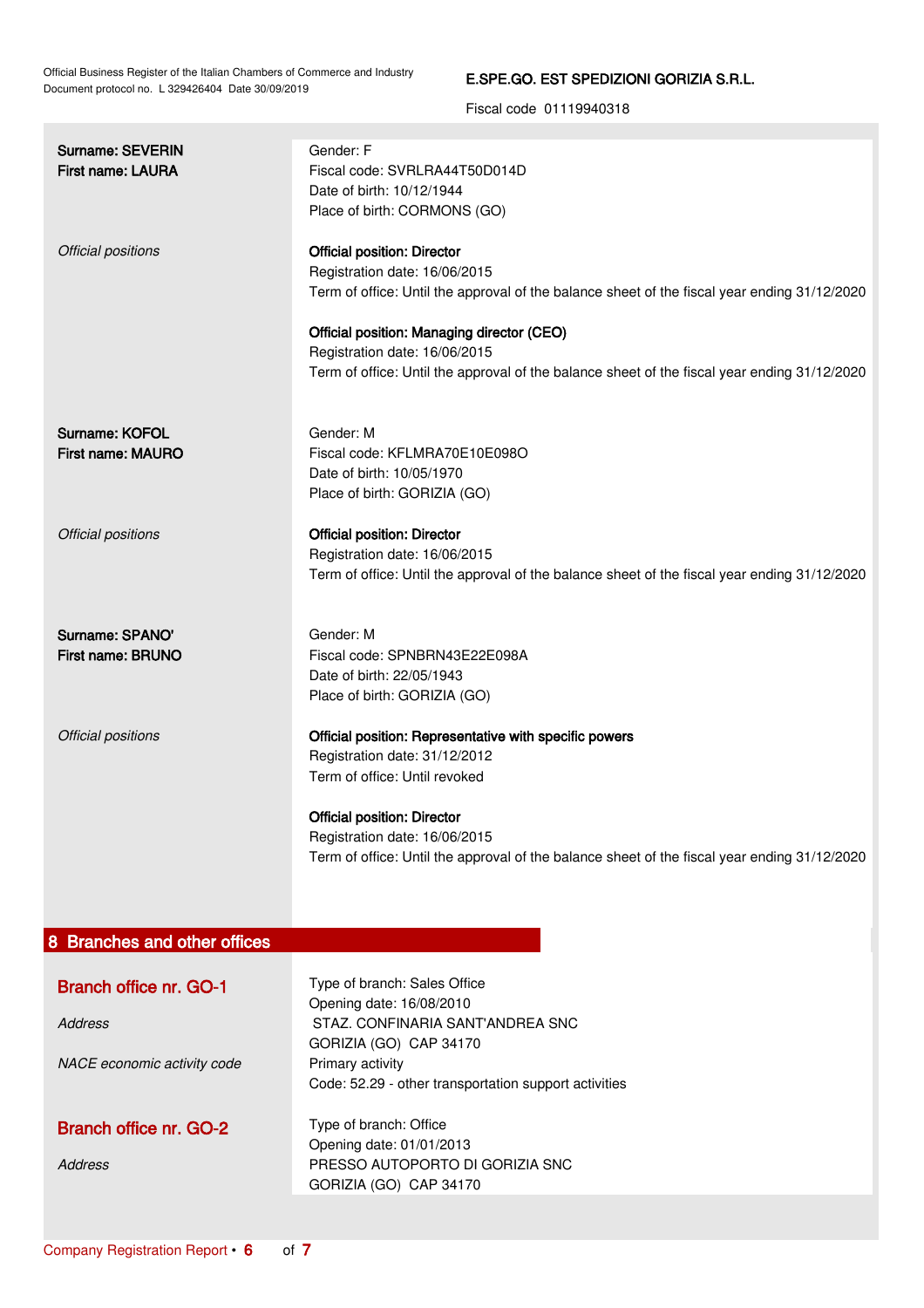**Surname: SEVERIN**
**First name: LAURA**

Gender: F
Fiscal code: SVRLRA44T50D014D
Date of birth: 10/12/1944
Place of birth: CORMONS (GO)

*Official positions*

**Official position: Director**
Registration date: 16/06/2015
Term of office: Until the approval of the balance sheet of the fiscal year ending 31/12/2020

**Official position: Managing director (CEO)**
Registration date: 16/06/2015
Term of office: Until the approval of the balance sheet of the fiscal year ending 31/12/2020

**Surname: KOFOL**
**First name: MAURO**

Gender: M
Fiscal code: KFLMRA70E10E098O
Date of birth: 10/05/1970
Place of birth: GORIZIA (GO)

*Official positions*

**Official position: Director**
Registration date: 16/06/2015
Term of office: Until the approval of the balance sheet of the fiscal year ending 31/12/2020

**Surname: SPANO'**
**First name: BRUNO**

Gender: M
Fiscal code: SPNBRN43E22E098A
Date of birth: 22/05/1943
Place of birth: GORIZIA (GO)

*Official positions*

**Official position: Representative with specific powers**
Registration date: 31/12/2012
Term of office: Until revoked

**Official position: Director**
Registration date: 16/06/2015
Term of office: Until the approval of the balance sheet of the fiscal year ending 31/12/2020

## 8 Branches and other offices

### Branch office nr. GO-1

Type of branch: Sales Office
Opening date: 16/08/2010

*Address*
STAZ. CONFINARIA SANT'ANDREA SNC
GORIZIA (GO) CAP 34170

*NACE economic activity code*
Primary activity
Code: 52.29 - other transportation support activities

### Branch office nr. GO-2

Type of branch: Office
Opening date: 01/01/2013

*Address*
PRESSO AUTOPORTO DI GORIZIA SNC
GORIZIA (GO) CAP 34170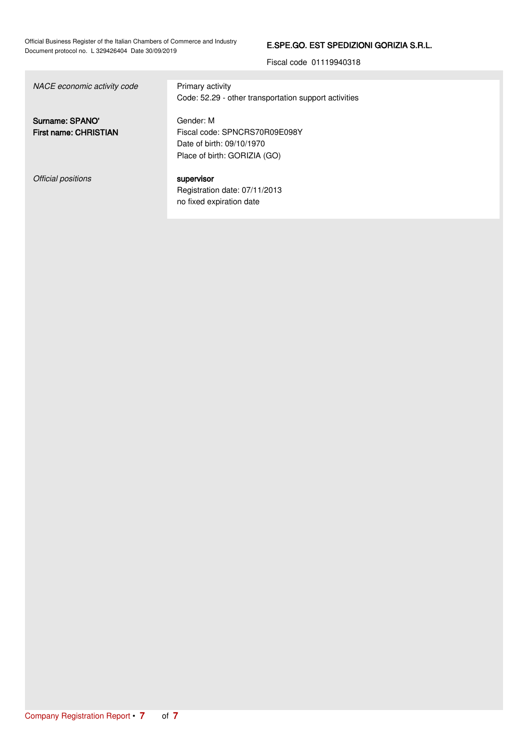| | |
|---|---|
| *NACE economic activity code* | Primary activity<br>Code: 52.29 - other transportation support activities |
| **Surname: SPANO'**<br>**First name: CHRISTIAN** | Gender: M<br>Fiscal code: SPNCRS70R09E098Y<br>Date of birth: 09/10/1970<br>Place of birth: GORIZIA (GO) |
| *Official positions* | **supervisor**<br>Registration date: 07/11/2013<br>no fixed expiration date |